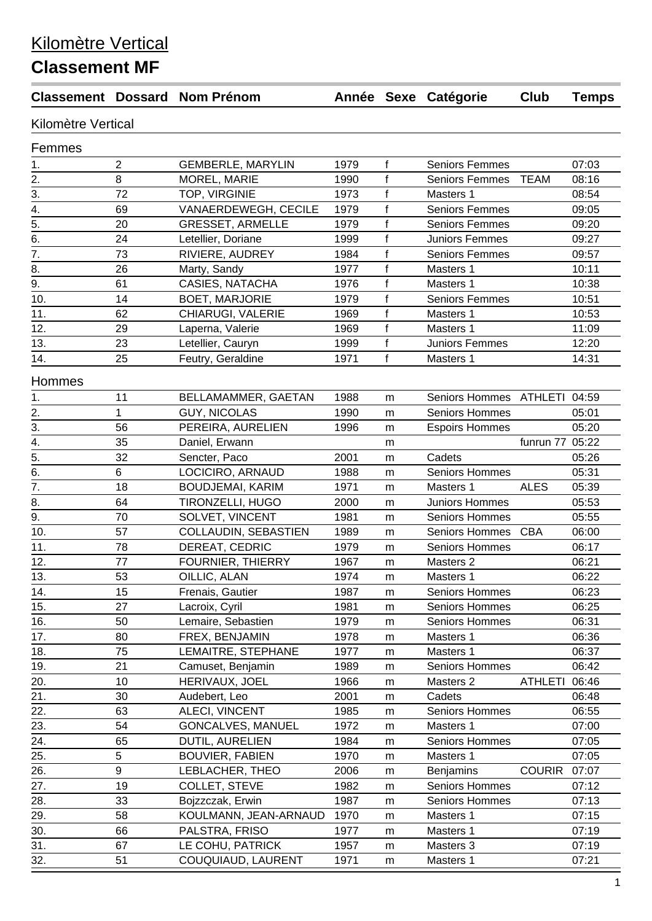# Kilomètre Vertical

## Classement MF

| Classement | Dossard | Nom Prénom | Année | Sexe | Catégorie | Club | Temps |
|---|---|---|---|---|---|---|---|
| **Kilomètre Vertical** | | | | | | | |
| **Femmes** | | | | | | | |
| 1. | 2 | GEMBERLE, MARYLIN | 1979 | f | Seniors Femmes | | 07:03 |
| 2. | 8 | MOREL, MARIE | 1990 | f | Seniors Femmes | TEAM | 08:16 |
| 3. | 72 | TOP, VIRGINIE | 1973 | f | Masters 1 | | 08:54 |
| 4. | 69 | VANAERDEWEGH, CECILE | 1979 | f | Seniors Femmes | | 09:05 |
| 5. | 20 | GRESSET, ARMELLE | 1979 | f | Seniors Femmes | | 09:20 |
| 6. | 24 | Letellier, Doriane | 1999 | f | Juniors Femmes | | 09:27 |
| 7. | 73 | RIVIERE, AUDREY | 1984 | f | Seniors Femmes | | 09:57 |
| 8. | 26 | Marty, Sandy | 1977 | f | Masters 1 | | 10:11 |
| 9. | 61 | CASIES, NATACHA | 1976 | f | Masters 1 | | 10:38 |
| 10. | 14 | BOET, MARJORIE | 1979 | f | Seniors Femmes | | 10:51 |
| 11. | 62 | CHIARUGI, VALERIE | 1969 | f | Masters 1 | | 10:53 |
| 12. | 29 | Laperna, Valerie | 1969 | f | Masters 1 | | 11:09 |
| 13. | 23 | Letellier, Cauryn | 1999 | f | Juniors Femmes | | 12:20 |
| 14. | 25 | Feutry, Geraldine | 1971 | f | Masters 1 | | 14:31 |
| **Hommes** | | | | | | | |
| 1. | 11 | BELLAMAMMER, GAETAN | 1988 | m | Seniors Hommes | ATHLETI | 04:59 |
| 2. | 1 | GUY, NICOLAS | 1990 | m | Seniors Hommes | | 05:01 |
| 3. | 56 | PEREIRA, AURELIEN | 1996 | m | Espoirs Hommes | | 05:20 |
| 4. | 35 | Daniel, Erwann | | m | | funrun 77 | 05:22 |
| 5. | 32 | Sencter, Paco | 2001 | m | Cadets | | 05:26 |
| 6. | 6 | LOCICIRO, ARNAUD | 1988 | m | Seniors Hommes | | 05:31 |
| 7. | 18 | BOUDJEMAI, KARIM | 1971 | m | Masters 1 | ALES | 05:39 |
| 8. | 64 | TIRONZELLI, HUGO | 2000 | m | Juniors Hommes | | 05:53 |
| 9. | 70 | SOLVET, VINCENT | 1981 | m | Seniors Hommes | | 05:55 |
| 10. | 57 | COLLAUDIN, SEBASTIEN | 1989 | m | Seniors Hommes | CBA | 06:00 |
| 11. | 78 | DEREAT, CEDRIC | 1979 | m | Seniors Hommes | | 06:17 |
| 12. | 77 | FOURNIER, THIERRY | 1967 | m | Masters 2 | | 06:21 |
| 13. | 53 | OILLIC, ALAN | 1974 | m | Masters 1 | | 06:22 |
| 14. | 15 | Frenais, Gautier | 1987 | m | Seniors Hommes | | 06:23 |
| 15. | 27 | Lacroix, Cyril | 1981 | m | Seniors Hommes | | 06:25 |
| 16. | 50 | Lemaire, Sebastien | 1979 | m | Seniors Hommes | | 06:31 |
| 17. | 80 | FREX, BENJAMIN | 1978 | m | Masters 1 | | 06:36 |
| 18. | 75 | LEMAITRE, STEPHANE | 1977 | m | Masters 1 | | 06:37 |
| 19. | 21 | Camuset, Benjamin | 1989 | m | Seniors Hommes | | 06:42 |
| 20. | 10 | HERIVAUX, JOEL | 1966 | m | Masters 2 | ATHLETI | 06:46 |
| 21. | 30 | Audebert, Leo | 2001 | m | Cadets | | 06:48 |
| 22. | 63 | ALECI, VINCENT | 1985 | m | Seniors Hommes | | 06:55 |
| 23. | 54 | GONCALVES, MANUEL | 1972 | m | Masters 1 | | 07:00 |
| 24. | 65 | DUTIL, AURELIEN | 1984 | m | Seniors Hommes | | 07:05 |
| 25. | 5 | BOUVIER, FABIEN | 1970 | m | Masters 1 | | 07:05 |
| 26. | 9 | LEBLACHER, THEO | 2006 | m | Benjamins | COURIR | 07:07 |
| 27. | 19 | COLLET, STEVE | 1982 | m | Seniors Hommes | | 07:12 |
| 28. | 33 | Bojzzczak, Erwin | 1987 | m | Seniors Hommes | | 07:13 |
| 29. | 58 | KOULMANN, JEAN-ARNAUD | 1970 | m | Masters 1 | | 07:15 |
| 30. | 66 | PALSTRA, FRISO | 1977 | m | Masters 1 | | 07:19 |
| 31. | 67 | LE COHU, PATRICK | 1957 | m | Masters 3 | | 07:19 |
| 32. | 51 | COUQUIAUD, LAURENT | 1971 | m | Masters 1 | | 07:21 |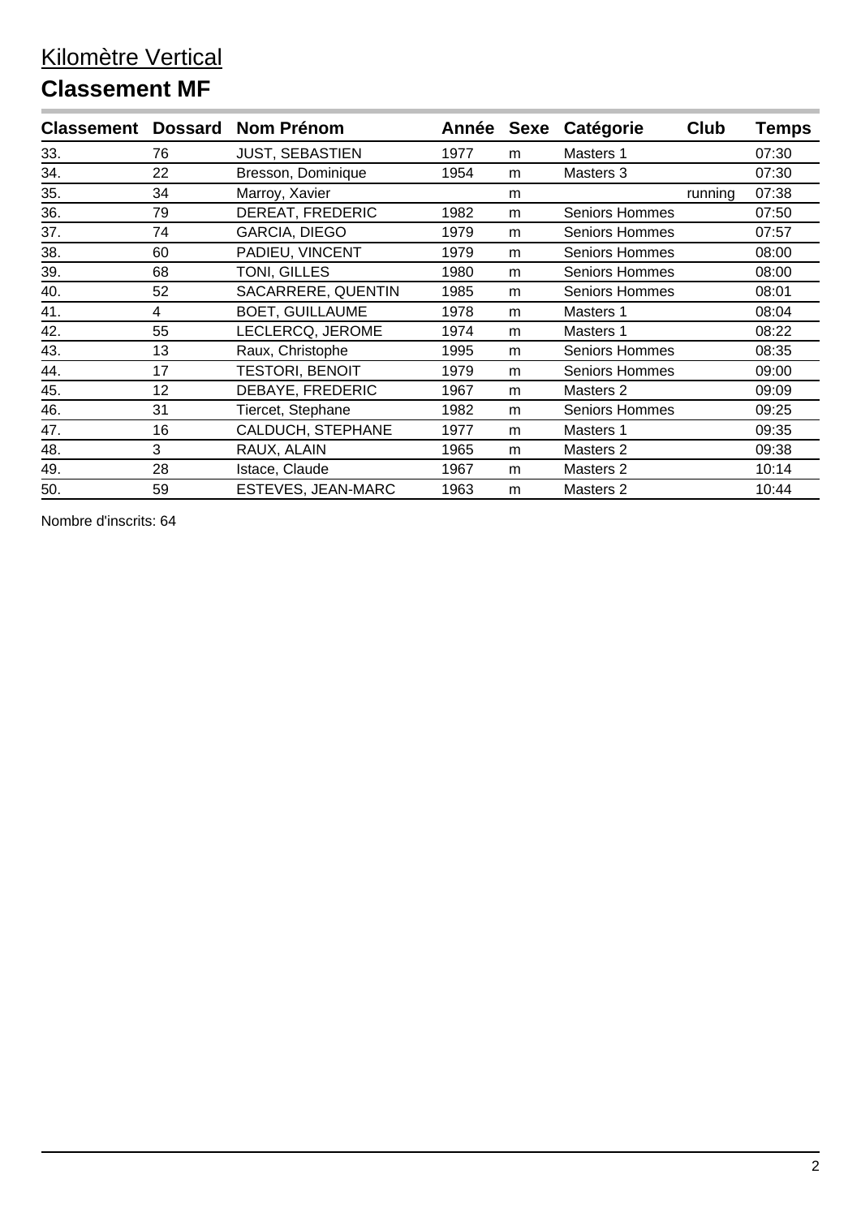## Kilomètre Vertical

# Classement MF

| Classement | Dossard | Nom Prénom | Année | Sexe | Catégorie | Club | Temps |
|---|---|---|---|---|---|---|---|
| 33. | 76 | JUST, SEBASTIEN | 1977 | m | Masters 1 | | 07:30 |
| 34. | 22 | Bresson, Dominique | 1954 | m | Masters 3 | | 07:30 |
| 35. | 34 | Marroy, Xavier | | m | | running | 07:38 |
| 36. | 79 | DEREAT, FREDERIC | 1982 | m | Seniors Hommes | | 07:50 |
| 37. | 74 | GARCIA, DIEGO | 1979 | m | Seniors Hommes | | 07:57 |
| 38. | 60 | PADIEU, VINCENT | 1979 | m | Seniors Hommes | | 08:00 |
| 39. | 68 | TONI, GILLES | 1980 | m | Seniors Hommes | | 08:00 |
| 40. | 52 | SACARRERE, QUENTIN | 1985 | m | Seniors Hommes | | 08:01 |
| 41. | 4 | BOET, GUILLAUME | 1978 | m | Masters 1 | | 08:04 |
| 42. | 55 | LECLERCQ, JEROME | 1974 | m | Masters 1 | | 08:22 |
| 43. | 13 | Raux, Christophe | 1995 | m | Seniors Hommes | | 08:35 |
| 44. | 17 | TESTORI, BENOIT | 1979 | m | Seniors Hommes | | 09:00 |
| 45. | 12 | DEBAYE, FREDERIC | 1967 | m | Masters 2 | | 09:09 |
| 46. | 31 | Tiercet, Stephane | 1982 | m | Seniors Hommes | | 09:25 |
| 47. | 16 | CALDUCH, STEPHANE | 1977 | m | Masters 1 | | 09:35 |
| 48. | 3 | RAUX, ALAIN | 1965 | m | Masters 2 | | 09:38 |
| 49. | 28 | Istace, Claude | 1967 | m | Masters 2 | | 10:14 |
| 50. | 59 | ESTEVES, JEAN-MARC | 1963 | m | Masters 2 | | 10:44 |

Nombre d'inscrits: 64